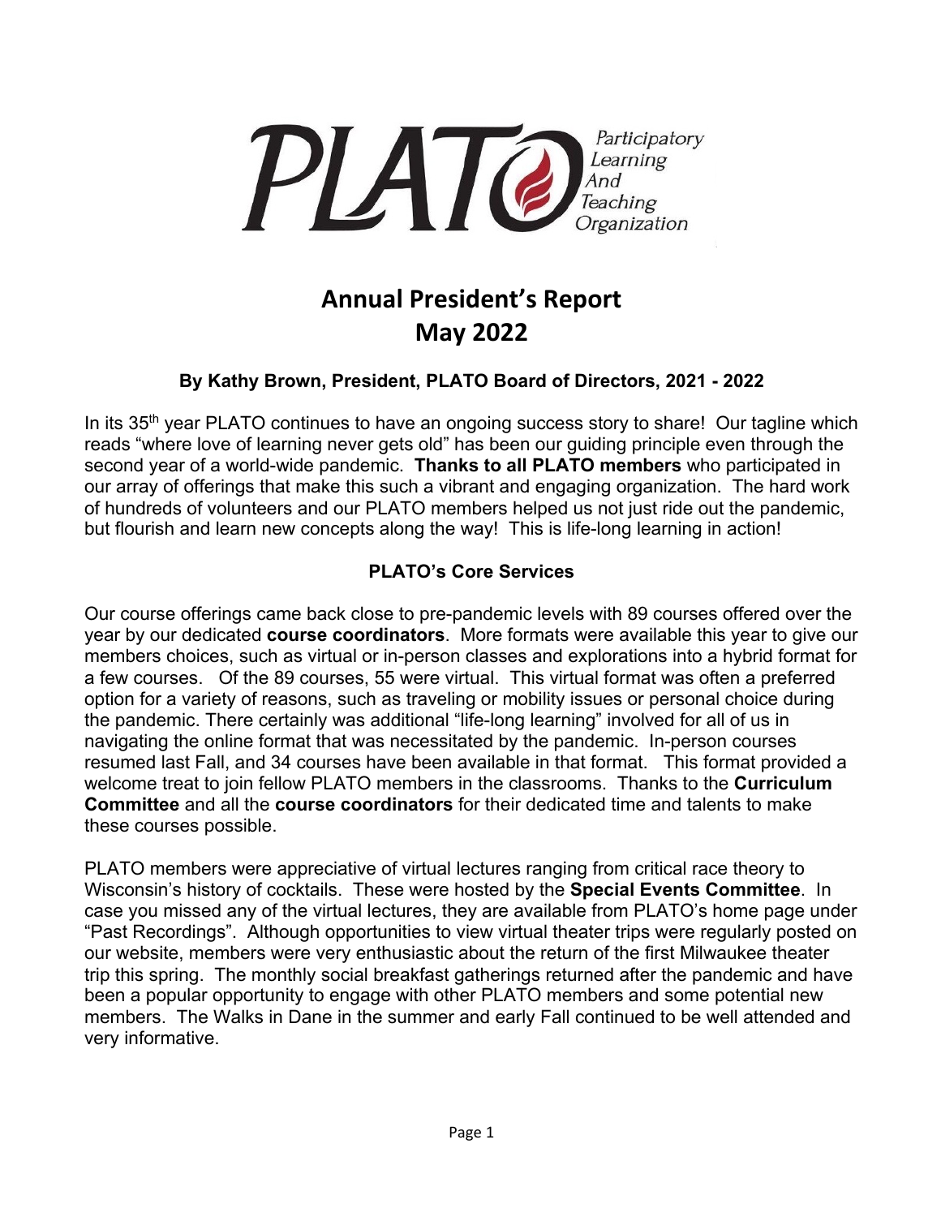PLATO Participatory Learning And Teaching Organization

# Annual President's Report
# May 2022

### By Kathy Brown, President, PLATO Board of Directors, 2021 - 2022

In its 35th year PLATO continues to have an ongoing success story to share! Our tagline which reads "where love of learning never gets old" has been our guiding principle even through the second year of a world-wide pandemic. **Thanks to all PLATO members** who participated in our array of offerings that make this such a vibrant and engaging organization. The hard work of hundreds of volunteers and our PLATO members helped us not just ride out the pandemic, but flourish and learn new concepts along the way! This is life-long learning in action!

### PLATO's Core Services

Our course offerings came back close to pre-pandemic levels with 89 courses offered over the year by our dedicated **course coordinators**. More formats were available this year to give our members choices, such as virtual or in-person classes and explorations into a hybrid format for a few courses. Of the 89 courses, 55 were virtual. This virtual format was often a preferred option for a variety of reasons, such as traveling or mobility issues or personal choice during the pandemic. There certainly was additional "life-long learning" involved for all of us in navigating the online format that was necessitated by the pandemic. In-person courses resumed last Fall, and 34 courses have been available in that format. This format provided a welcome treat to join fellow PLATO members in the classrooms. Thanks to the **Curriculum Committee** and all the **course coordinators** for their dedicated time and talents to make these courses possible.

PLATO members were appreciative of virtual lectures ranging from critical race theory to Wisconsin's history of cocktails. These were hosted by the **Special Events Committee**. In case you missed any of the virtual lectures, they are available from PLATO's home page under "Past Recordings". Although opportunities to view virtual theater trips were regularly posted on our website, members were very enthusiastic about the return of the first Milwaukee theater trip this spring. The monthly social breakfast gatherings returned after the pandemic and have been a popular opportunity to engage with other PLATO members and some potential new members. The Walks in Dane in the summer and early Fall continued to be well attended and very informative.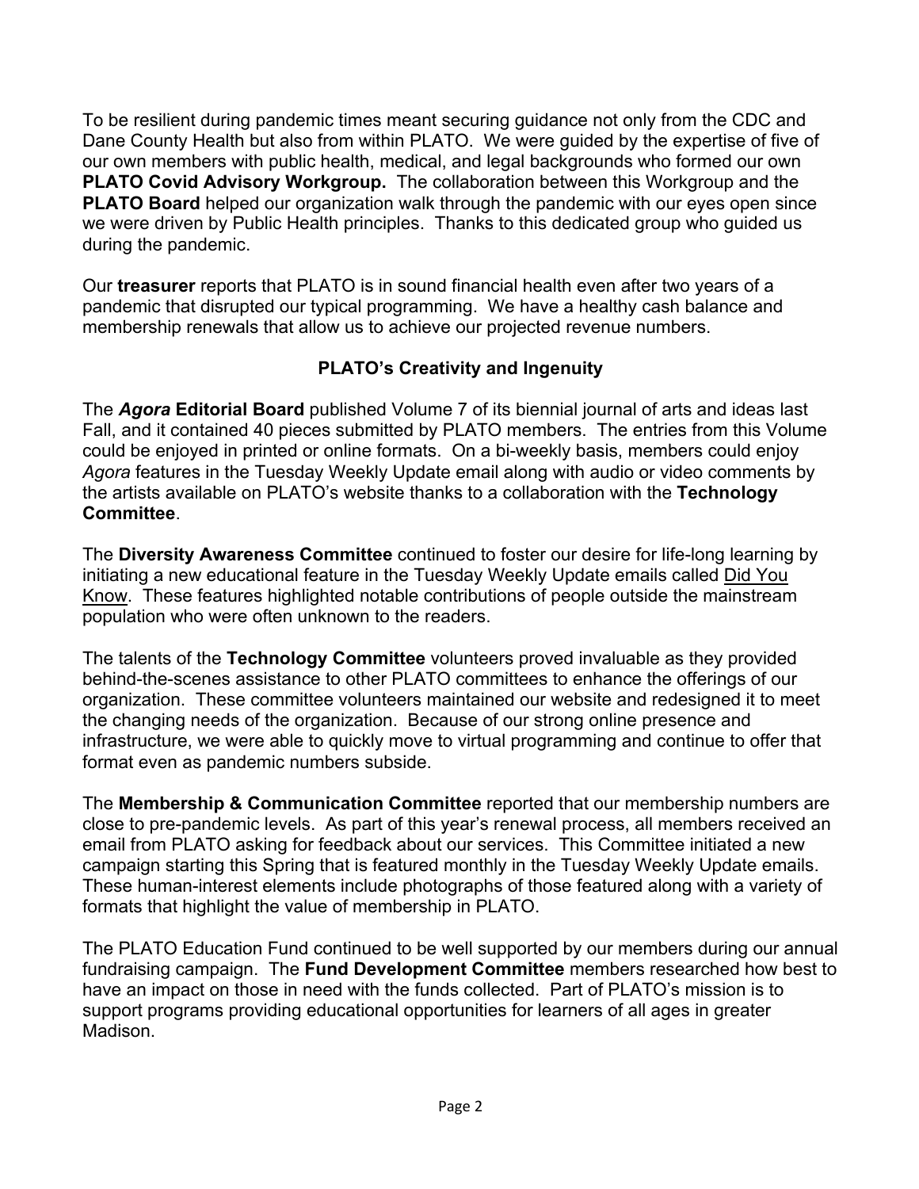To be resilient during pandemic times meant securing guidance not only from the CDC and Dane County Health but also from within PLATO. We were guided by the expertise of five of our own members with public health, medical, and legal backgrounds who formed our own **PLATO Covid Advisory Workgroup.** The collaboration between this Workgroup and the **PLATO Board** helped our organization walk through the pandemic with our eyes open since we were driven by Public Health principles. Thanks to this dedicated group who guided us during the pandemic.

Our **treasurer** reports that PLATO is in sound financial health even after two years of a pandemic that disrupted our typical programming. We have a healthy cash balance and membership renewals that allow us to achieve our projected revenue numbers.

## PLATO's Creativity and Ingenuity

The ***Agora* Editorial Board** published Volume 7 of its biennial journal of arts and ideas last Fall, and it contained 40 pieces submitted by PLATO members. The entries from this Volume could be enjoyed in printed or online formats. On a bi-weekly basis, members could enjoy *Agora* features in the Tuesday Weekly Update email along with audio or video comments by the artists available on PLATO's website thanks to a collaboration with the **Technology Committee**.

The **Diversity Awareness Committee** continued to foster our desire for life-long learning by initiating a new educational feature in the Tuesday Weekly Update emails called Did You Know. These features highlighted notable contributions of people outside the mainstream population who were often unknown to the readers.

The talents of the **Technology Committee** volunteers proved invaluable as they provided behind-the-scenes assistance to other PLATO committees to enhance the offerings of our organization. These committee volunteers maintained our website and redesigned it to meet the changing needs of the organization. Because of our strong online presence and infrastructure, we were able to quickly move to virtual programming and continue to offer that format even as pandemic numbers subside.

The **Membership & Communication Committee** reported that our membership numbers are close to pre-pandemic levels. As part of this year's renewal process, all members received an email from PLATO asking for feedback about our services. This Committee initiated a new campaign starting this Spring that is featured monthly in the Tuesday Weekly Update emails. These human-interest elements include photographs of those featured along with a variety of formats that highlight the value of membership in PLATO.

The PLATO Education Fund continued to be well supported by our members during our annual fundraising campaign. The **Fund Development Committee** members researched how best to have an impact on those in need with the funds collected. Part of PLATO's mission is to support programs providing educational opportunities for learners of all ages in greater Madison.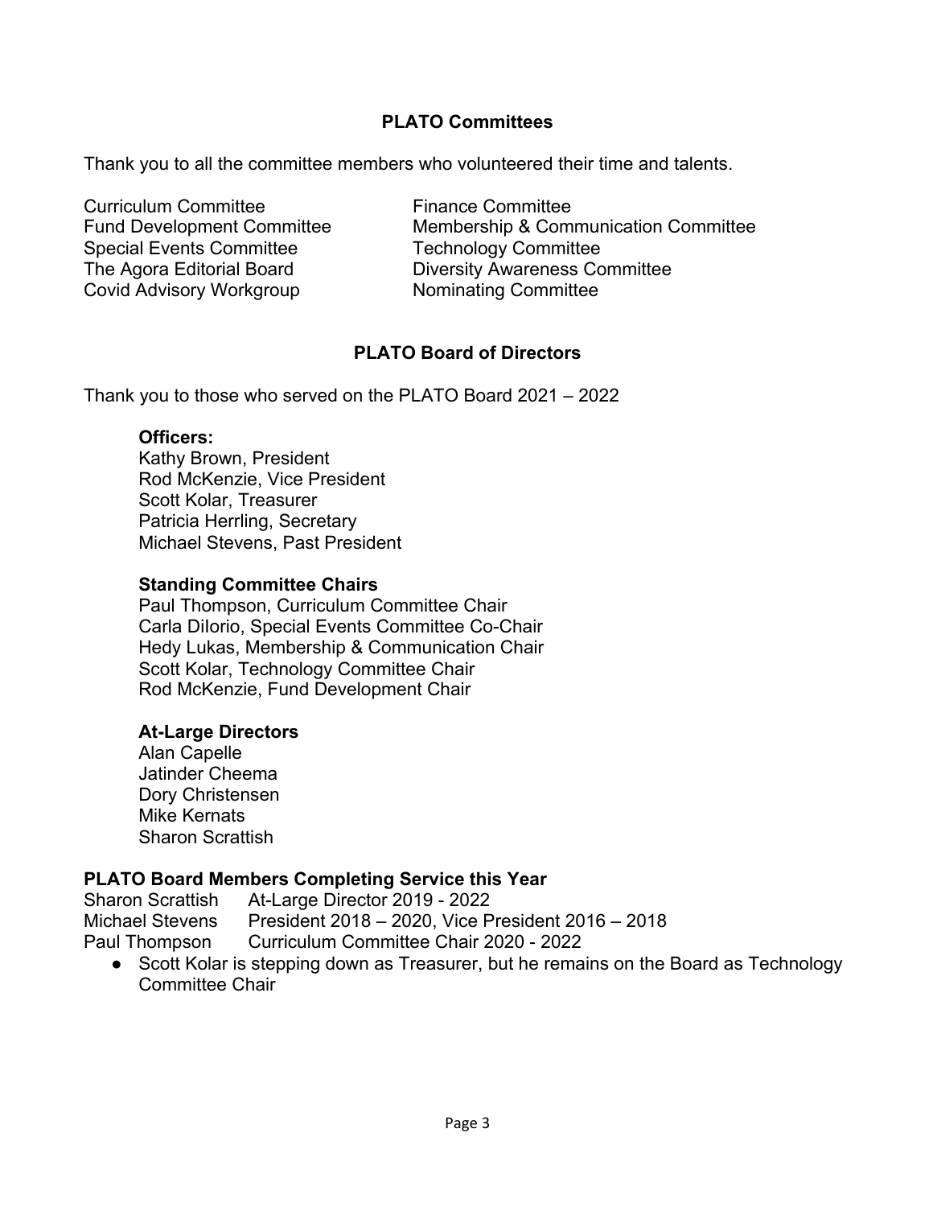## PLATO Committees

Thank you to all the committee members who volunteered their time and talents.

- Curriculum Committee
- Fund Development Committee
- Special Events Committee
- The Agora Editorial Board
- Covid Advisory Workgroup
- Finance Committee
- Membership & Communication Committee
- Technology Committee
- Diversity Awareness Committee
- Nominating Committee

## PLATO Board of Directors

Thank you to those who served on the PLATO Board 2021 – 2022

**Officers:**

Kathy Brown, President
Rod McKenzie, Vice President
Scott Kolar, Treasurer
Patricia Herrling, Secretary
Michael Stevens, Past President

**Standing Committee Chairs**

Paul Thompson, Curriculum Committee Chair
Carla DiIorio, Special Events Committee Co-Chair
Hedy Lukas, Membership & Communication Chair
Scott Kolar, Technology Committee Chair
Rod McKenzie, Fund Development Chair

**At-Large Directors**

Alan Capelle
Jatinder Cheema
Dory Christensen
Mike Kernats
Sharon Scrattish

### PLATO Board Members Completing Service this Year

| | |
|---|---|
| Sharon Scrattish | At-Large Director 2019 - 2022 |
| Michael Stevens | President 2018 – 2020, Vice President 2016 – 2018 |
| Paul Thompson | Curriculum Committee Chair 2020 - 2022 |

- Scott Kolar is stepping down as Treasurer, but he remains on the Board as Technology Committee Chair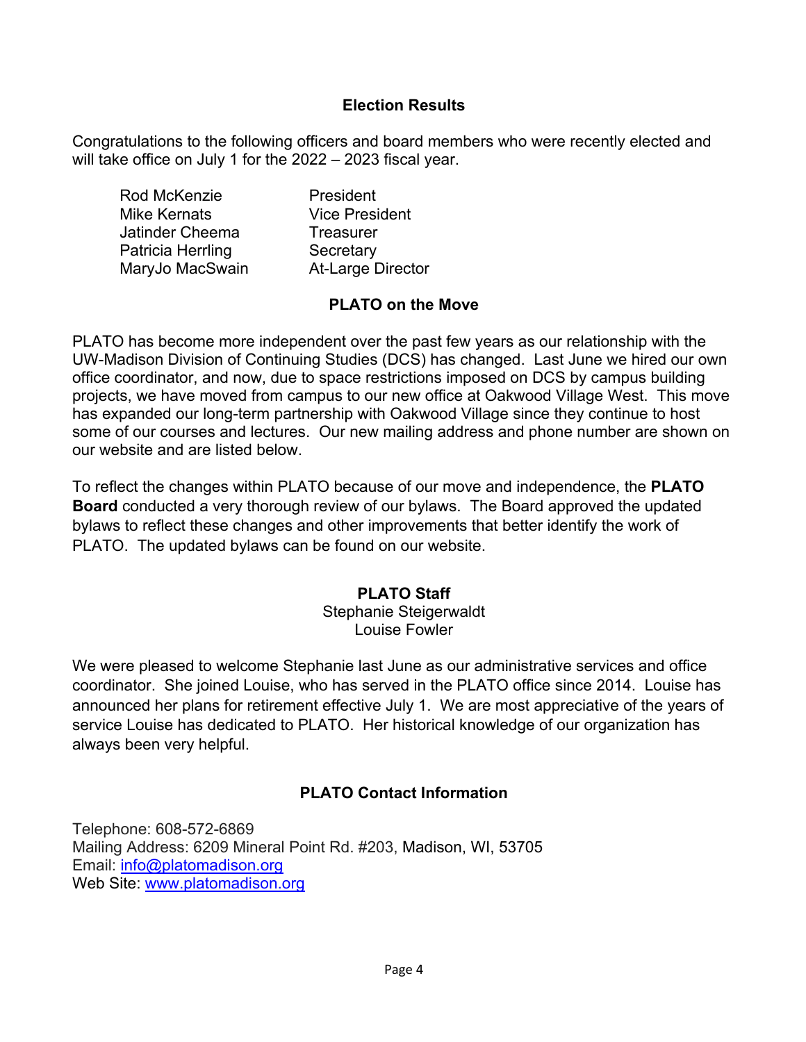## Election Results

Congratulations to the following officers and board members who were recently elected and will take office on July 1 for the 2022 – 2023 fiscal year.

| | |
|---|---|
| Rod McKenzie | President |
| Mike Kernats | Vice President |
| Jatinder Cheema | Treasurer |
| Patricia Herrling | Secretary |
| MaryJo MacSwain | At-Large Director |

## PLATO on the Move

PLATO has become more independent over the past few years as our relationship with the UW-Madison Division of Continuing Studies (DCS) has changed. Last June we hired our own office coordinator, and now, due to space restrictions imposed on DCS by campus building projects, we have moved from campus to our new office at Oakwood Village West. This move has expanded our long-term partnership with Oakwood Village since they continue to host some of our courses and lectures. Our new mailing address and phone number are shown on our website and are listed below.

To reflect the changes within PLATO because of our move and independence, the **PLATO Board** conducted a very thorough review of our bylaws. The Board approved the updated bylaws to reflect these changes and other improvements that better identify the work of PLATO. The updated bylaws can be found on our website.

## PLATO Staff

Stephanie Steigerwaldt
Louise Fowler

We were pleased to welcome Stephanie last June as our administrative services and office coordinator. She joined Louise, who has served in the PLATO office since 2014. Louise has announced her plans for retirement effective July 1. We are most appreciative of the years of service Louise has dedicated to PLATO. Her historical knowledge of our organization has always been very helpful.

## PLATO Contact Information

Telephone: 608-572-6869
Mailing Address: 6209 Mineral Point Rd. #203, Madison, WI, 53705
Email: info@platomadison.org
Web Site: www.platomadison.org